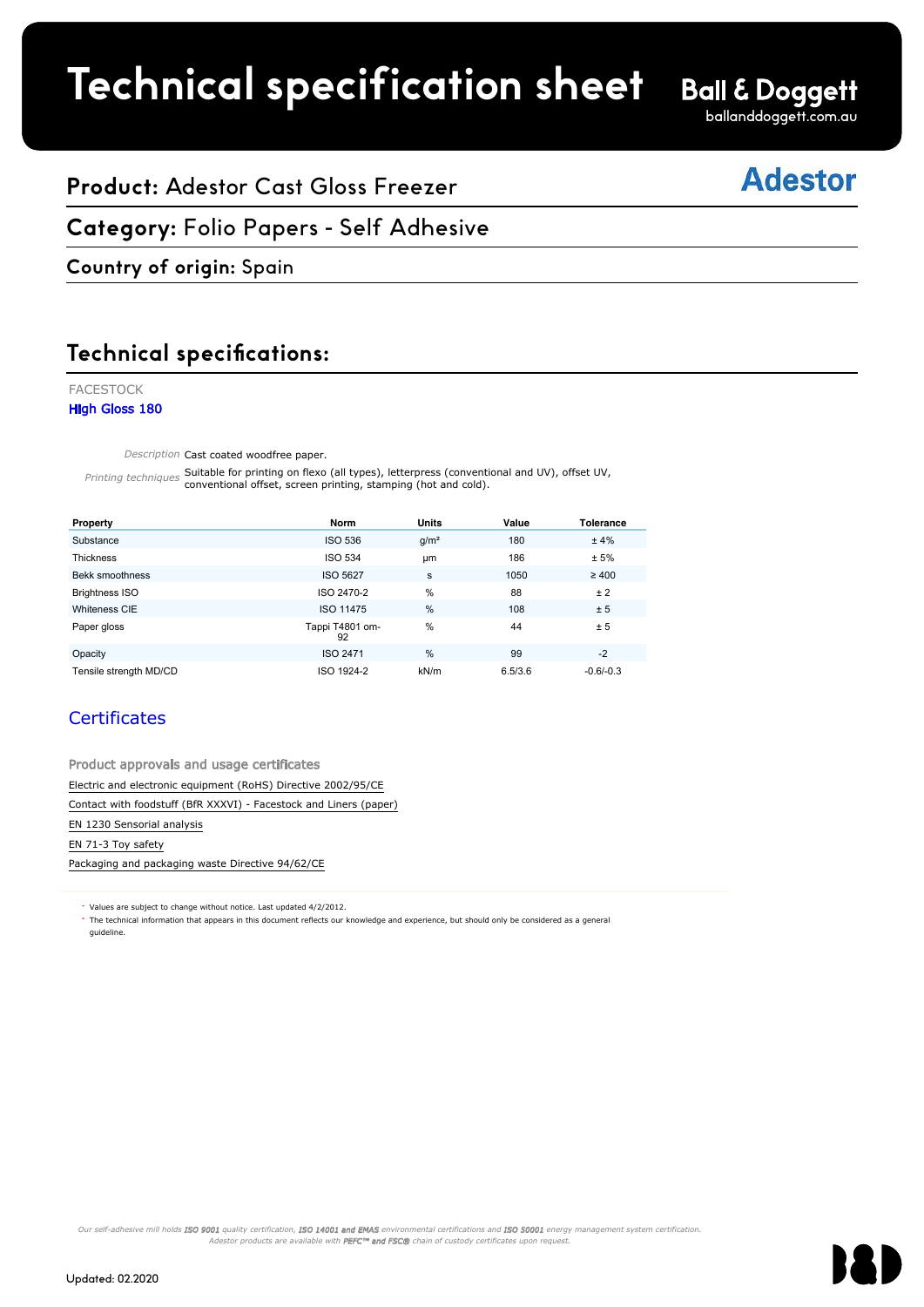# Technical specification sheet

**Ball & Doggett**
balllanddoggett.com.au

## Product: Adestor Cast Gloss Freezer

**Adestor**

## Category: Folio Papers - Self Adhesive

### Country of origin: Spain

## Technical specifications:

FACESTOCK

**HIgh Gloss 180**

*Description* Cast coated woodfree paper.

*Printing techniques* Suitable for printing on flexo (all types), letterpress (conventional and UV), offset UV, conventional offset, screen printing, stamping (hot and cold).

| Property | Norm | Units | Value | Tolerance |
|---|---|---|---|---|
| Substance | ISO 536 | g/m² | 180 | ± 4% |
| Thickness | ISO 534 | µm | 186 | ± 5% |
| Bekk smoothness | ISO 5627 | s | 1050 | ≥ 400 |
| Brightness ISO | ISO 2470-2 | % | 88 | ± 2 |
| Whiteness CIE | ISO 11475 | % | 108 | ± 5 |
| Paper gloss | Tappi T4801 om-92 | % | 44 | ± 5 |
| Opacity | ISO 2471 | % | 99 | -2 |
| Tensile strength MD/CD | ISO 1924-2 | kN/m | 6.5/3.6 | -0.6/-0.3 |

### Certificates

Product approvals and usage certificates

Electric and electronic equipment (RoHS) Directive 2002/95/CE

Contact with foodstuff (BfR XXXVI) - Facestock and Liners (paper)

EN 1230 Sensorial analysis

EN 71-3 Toy safety

Packaging and packaging waste Directive 94/62/CE

- Values are subject to change without notice. Last updated 4/2/2012.
- The technical information that appears in this document reflects our knowledge and experience, but should only be considered as a general guideline.

*Our self-adhesive mill holds **ISO 9001** quality certification, **ISO 14001 and EMAS** environmental certifications and **ISO 50001** energy management system certification. Adestor products are available with **PEFC™ and FSC®** chain of custody certificates upon request.*

Updated: 02.2020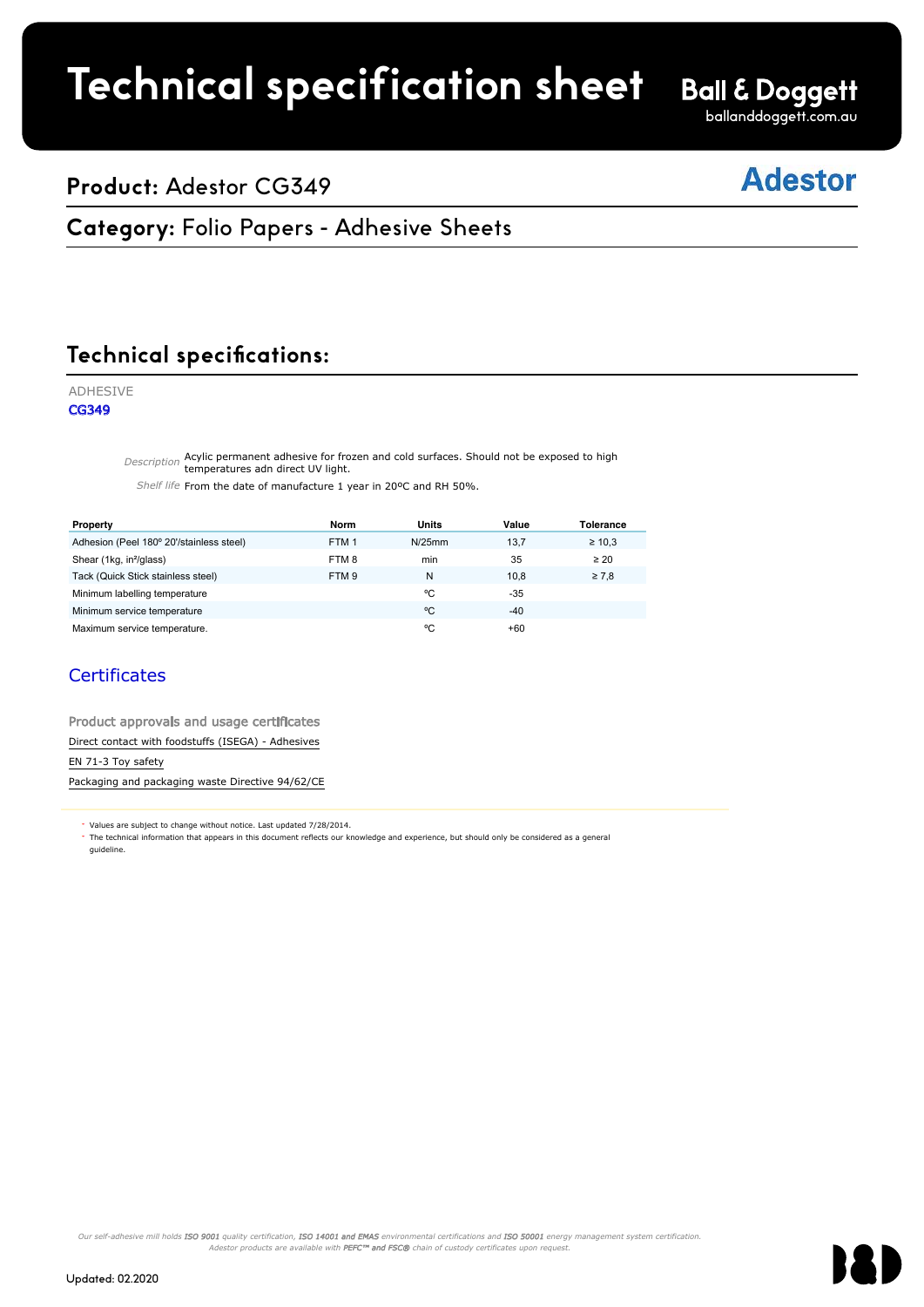# Technical specification sheet

Ball & Doggett
balllanddoggett.com.au

## Product: Adestor CG349

Adestor

## Category: Folio Papers - Adhesive Sheets

## Technical specifications:

ADHESIVE

CG349

*Description* Acylic permanent adhesive for frozen and cold surfaces. Should not be exposed to high temperatures adn direct UV light.

*Shelf life* From the date of manufacture 1 year in 20ºC and RH 50%.

| Property | Norm | Units | Value | Tolerance |
|---|---|---|---|---|
| Adhesion (Peel 180º 20'/stainless steel) | FTM 1 | N/25mm | 13,7 | ≥ 10,3 |
| Shear (1kg, in²/glass) | FTM 8 | min | 35 | ≥ 20 |
| Tack (Quick Stick stainless steel) | FTM 9 | N | 10,8 | ≥ 7,8 |
| Minimum labelling temperature | | ºC | -35 | |
| Minimum service temperature | | ºC | -40 | |
| Maximum service temperature. | | ºC | +60 | |

### Certificates

Product approvals and usage certificates

Direct contact with foodstuffs (ISEGA) - Adhesives

EN 71-3 Toy safety

Packaging and packaging waste Directive 94/62/CE

- Values are subject to change without notice. Last updated 7/28/2014.
- The technical information that appears in this document reflects our knowledge and experience, but should only be considered as a general guideline.

*Our self-adhesive mill holds **ISO 9001** quality certification, **ISO 14001 and EMAS** environmental certifications and **ISO 50001** energy management system certification. Adestor products are available with **PEFC™ and FSC®** chain of custody certificates upon request.*

Updated: 02.2020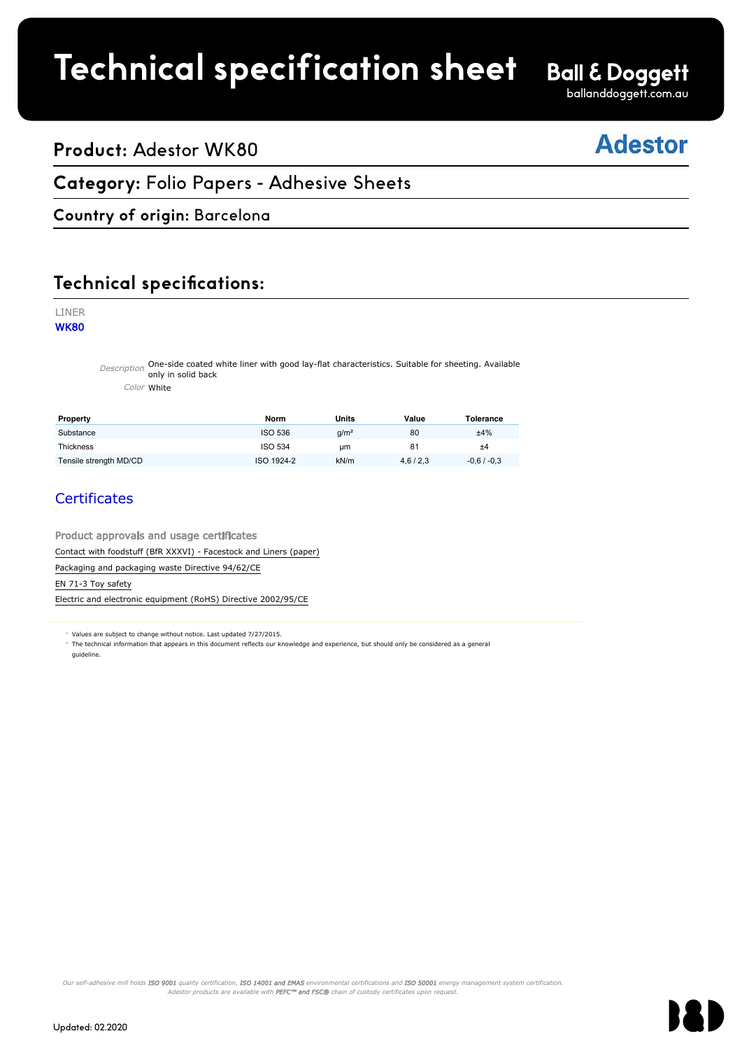# Technical specification sheet

Ball & Doggett
balland­doggett.com.au

## Product: Adestor WK80

Adestor

## Category: Folio Papers - Adhesive Sheets

## Country of origin: Barcelona

## Technical specifications:

LINER
**WK80**

*Description* One-side coated white liner with good lay-flat characteristics. Suitable for sheeting. Available only in solid back

*Color* White

| Property | Norm | Units | Value | Tolerance |
| --- | --- | --- | --- | --- |
| Substance | ISO 536 | g/m² | 80 | ±4% |
| Thickness | ISO 534 | µm | 81 | ±4 |
| Tensile strength MD/CD | ISO 1924-2 | kN/m | 4,6 / 2,3 | -0,6 / -0,3 |

### Certificates

Product approvals and usage certificates

Contact with foodstuff (BfR XXXVI) - Facestock and Liners (paper)

Packaging and packaging waste Directive 94/62/CE

EN 71-3 Toy safety

Electric and electronic equipment (RoHS) Directive 2002/95/CE

- Values are subject to change without notice. Last updated 7/27/2015.
- The technical information that appears in this document reflects our knowledge and experience, but should only be considered as a general guideline.

*Our self-adhesive mill holds **ISO 9001** quality certification, **ISO 14001 and EMAS** environmental certifications and **ISO 50001** energy management system certification. Adestor products are available with **PEFC™ and FSC®** chain of custody certificates upon request.*

Updated: 02.2020